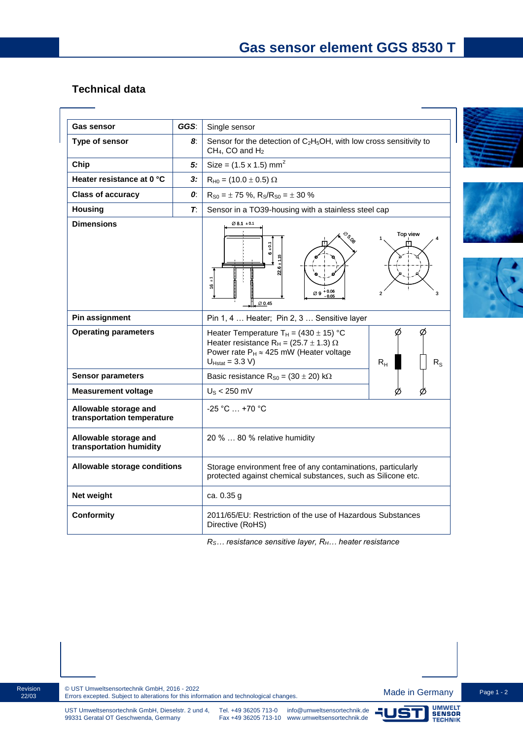# Gas sensor element GGS 8530 T

## Technical data

| | | |
|---|---|---|
| **Gas sensor** | ***GGS***: | Single sensor |
| **Type of sensor** | ***8***: | Sensor for the detection of $C_2H_5OH$, with low cross sensitivity to $CH_4$, CO and $H_2$ |
| **Chip** | ***5:*** | Size = (1.5 x 1.5) $mm^2$ |
| **Heater resistance at 0 °C** | ***3:*** | $R_{H0}$ = (10.0 ± 0.5) Ω |
| **Class of accuracy** | ***0***: | $R_{S0}$ = ± 75 %, $R_S/R_{S0}$ = ± 30 % |
| **Housing** | ***T***: | Sensor in a TO39-housing with a stainless steel cap |
| **Dimensions** | | Ø 8.1 ±0.1; 6 ±0.1; 22.6 ±1.15; 16 ±1; Ø 0.45; Ø 5.08; Ø 9 +0.06/-0.05; Top view: pins 1, 2, 3, 4 |
| **Pin assignment** | | Pin 1, 4 … Heater; Pin 2, 3 … Sensitive layer |
| **Operating parameters** | | Heater Temperature $T_H$ = (430 ± 15) °C<br>Heater resistance $R_H$ = (25.7 ± 1.3) Ω<br>Power rate $P_H$ ≈ 425 mW (Heater voltage $U_{Hstat}$ = 3.3 V) |
| **Sensor parameters** | | Basic resistance $R_{S0}$ = (30 ± 20) kΩ |
| **Measurement voltage** | | $U_S$ < 250 mV |
| **Allowable storage and transportation temperature** | | -25 °C … +70 °C |
| **Allowable storage and transportation humidity** | | 20 % … 80 % relative humidity |
| **Allowable storage conditions** | | Storage environment free of any contaminations, particularly protected against chemical substances, such as Silicone etc. |
| **Net weight** | | ca. 0.35 g |
| **Conformity** | | 2011/65/EU: Restriction of the use of Hazardous Substances Directive (RoHS) |

*$R_S$… resistance sensitive layer, $R_H$… heater resistance*

Revision 22/03

© UST Umweltsensortechnik GmbH, 2016 - 2022
Errors excepted. Subject to alterations for this information and technological changes.

Made in Germany

UST Umweltsensortechnik GmbH, Dieselstr. 2 und 4, 99331 Geratal OT Geschwenda, Germany
Tel. +49 36205 713-0, Fax +49 36205 713-10
info@umweltsensortechnik.de, www.umweltsensortechnik.de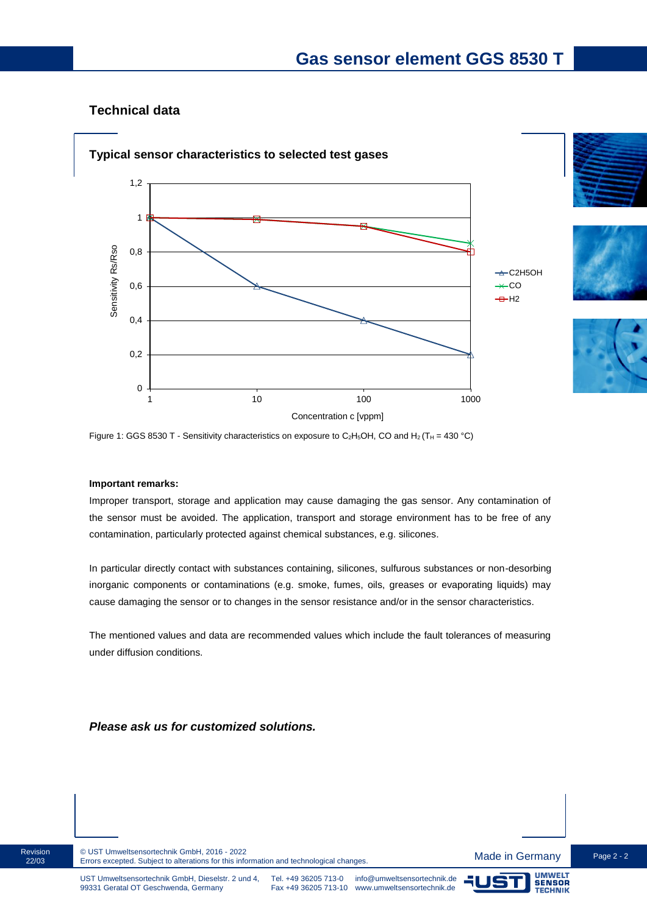## Technical data

### Typical sensor characteristics to selected test gases

Sensitivity Rs/Rso

1,2
1
0,8
0,6
0,4
0,2
0

1
10
100
1000

Concentration c [vppm]

C2H5OH
CO
H2

Figure 1: GGS 8530 T - Sensitivity characteristics on exposure to $C_2H_5OH$, CO and $H_2$ ($T_H$ = 430 °C)

**Important remarks:**

Improper transport, storage and application may cause damaging the gas sensor. Any contamination of the sensor must be avoided. The application, transport and storage environment has to be free of any contamination, particularly protected against chemical substances, e.g. silicones.

In particular directly contact with substances containing, silicones, sulfurous substances or non-desorbing inorganic components or contaminations (e.g. smoke, fumes, oils, greases or evaporating liquids) may cause damaging the sensor or to changes in the sensor resistance and/or in the sensor characteristics.

The mentioned values and data are recommended values which include the fault tolerances of measuring under diffusion conditions.

***Please ask us for customized solutions.***